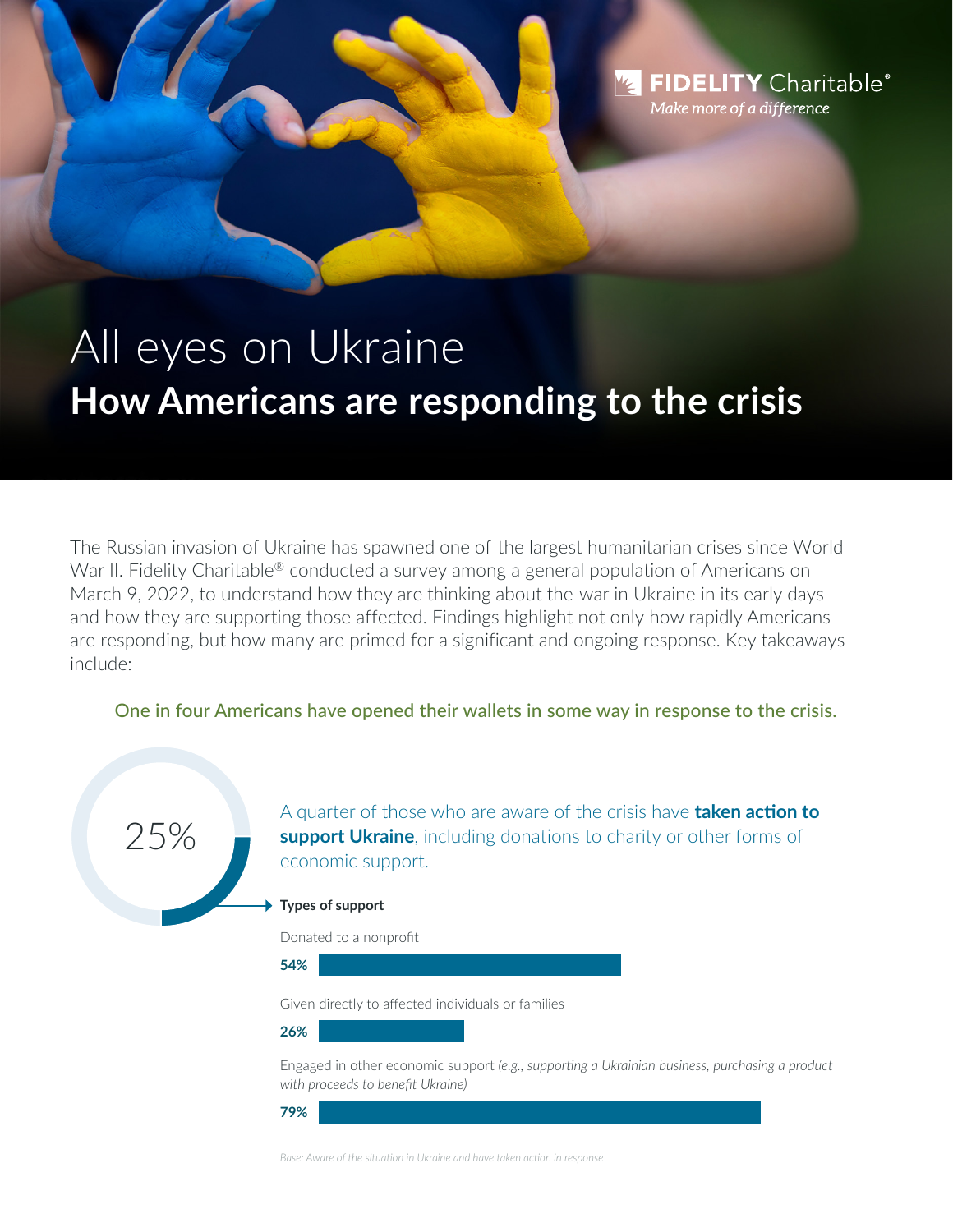FIDELITY Charitable®
*Make more of a difference*

# All eyes on Ukraine

## How Americans are responding to the crisis

The Russian invasion of Ukraine has spawned one of the largest humanitarian crises since World War II. Fidelity Charitable® conducted a survey among a general population of Americans on March 9, 2022, to understand how they are thinking about the war in Ukraine in its early days and how they are supporting those affected. Findings highlight not only how rapidly Americans are responding, but how many are primed for a significant and ongoing response. Key takeaways include:

### One in four Americans have opened their wallets in some way in response to the crisis.

25%

A quarter of those who are aware of the crisis have **taken action to support Ukraine**, including donations to charity or other forms of economic support.

**Types of support**

Donated to a nonprofit

**54%**

Given directly to affected individuals or families

**26%**

Engaged in other economic support *(e.g., supporting a Ukrainian business, purchasing a product with proceeds to benefit Ukraine)*

**79%**

*Base: Aware of the situation in Ukraine and have taken action in response*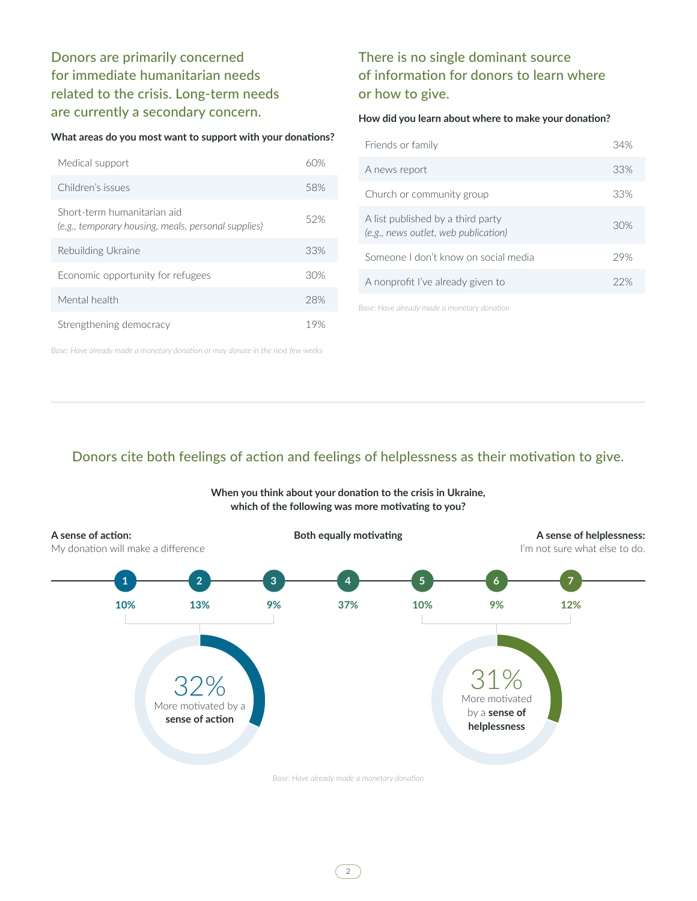## Donors are primarily concerned for immediate humanitarian needs related to the crisis. Long-term needs are currently a secondary concern.

**What areas do you most want to support with your donations?**

| Area | % |
|---|---|
| Medical support | 60% |
| Children's issues | 58% |
| Short-term humanitarian aid *(e.g., temporary housing, meals, personal supplies)* | 52% |
| Rebuilding Ukraine | 33% |
| Economic opportunity for refugees | 30% |
| Mental health | 28% |
| Strengthening democracy | 19% |

*Base: Have already made a monetary donation or may donate in the next few weeks*

## There is no single dominant source of information for donors to learn where or how to give.

**How did you learn about where to make your donation?**

| Source | % |
|---|---|
| Friends or family | 34% |
| A news report | 33% |
| Church or community group | 33% |
| A list published by a third party *(e.g., news outlet, web publication)* | 30% |
| Someone I don't know on social media | 29% |
| A nonprofit I've already given to | 22% |

*Base: Have already made a monetary donation*

## Donors cite both feelings of action and feelings of helplessness as their motivation to give.

**When you think about your donation to the crisis in Ukraine, which of the following was more motivating to you?**

**A sense of action:** My donation will make a difference

**Both equally motivating**

**A sense of helplessness:** I'm not sure what else to do.

| 1 | 2 | 3 | 4 | 5 | 6 | 7 |
|---|---|---|---|---|---|---|
| 10% | 13% | 9% | 37% | 10% | 9% | 12% |

32% More motivated by a **sense of action**

31% More motivated by a **sense of helplessness**

*Base: Have already made a monetary donation*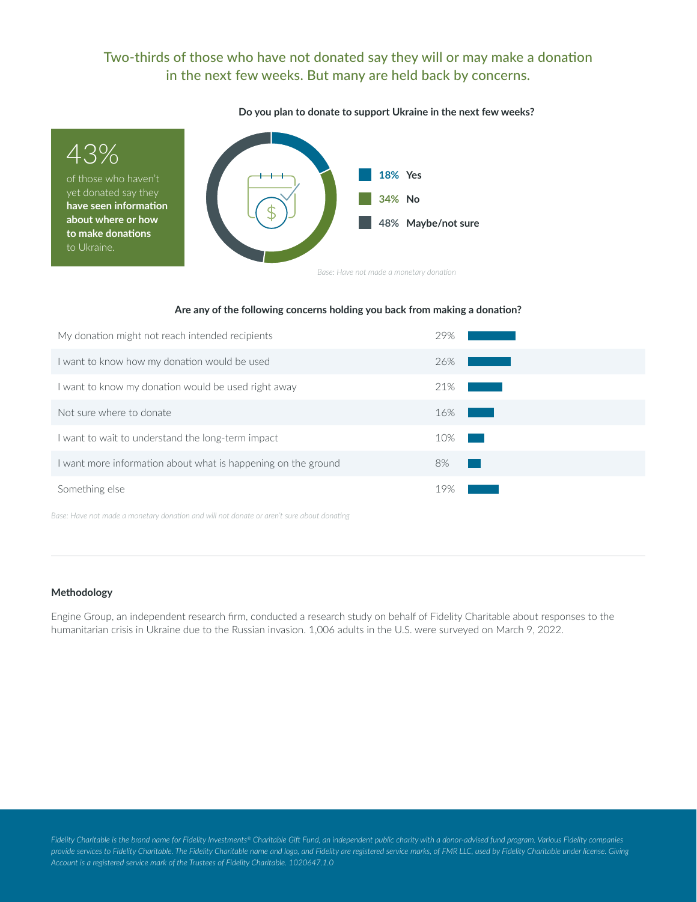## Two-thirds of those who have not donated say they will or may make a donation in the next few weeks. But many are held back by concerns.

43%

of those who haven't yet donated say they **have seen information about where or how to make donations** to Ukraine.

**Do you plan to donate to support Ukraine in the next few weeks?**

**18% Yes**

**34% No**

**48% Maybe/not sure**

*Base: Have not made a monetary donation*

**Are any of the following concerns holding you back from making a donation?**

My donation might not reach intended recipients 29%

I want to know how my donation would be used 26%

I want to know my donation would be used right away 21%

Not sure where to donate 16%

I want to wait to understand the long-term impact 10%

I want more information about what is happening on the ground 8%

Something else 19%

*Base: Have not made a monetary donation and will not donate or aren't sure about donating*

---

**Methodology**

Engine Group, an independent research firm, conducted a research study on behalf of Fidelity Charitable about responses to the humanitarian crisis in Ukraine due to the Russian invasion. 1,006 adults in the U.S. were surveyed on March 9, 2022.

*Fidelity Charitable is the brand name for Fidelity Investments® Charitable Gift Fund, an independent public charity with a donor-advised fund program. Various Fidelity companies provide services to Fidelity Charitable. The Fidelity Charitable name and logo, and Fidelity are registered service marks, of FMR LLC, used by Fidelity Charitable under license. Giving Account is a registered service mark of the Trustees of Fidelity Charitable. 1020647.1.0*